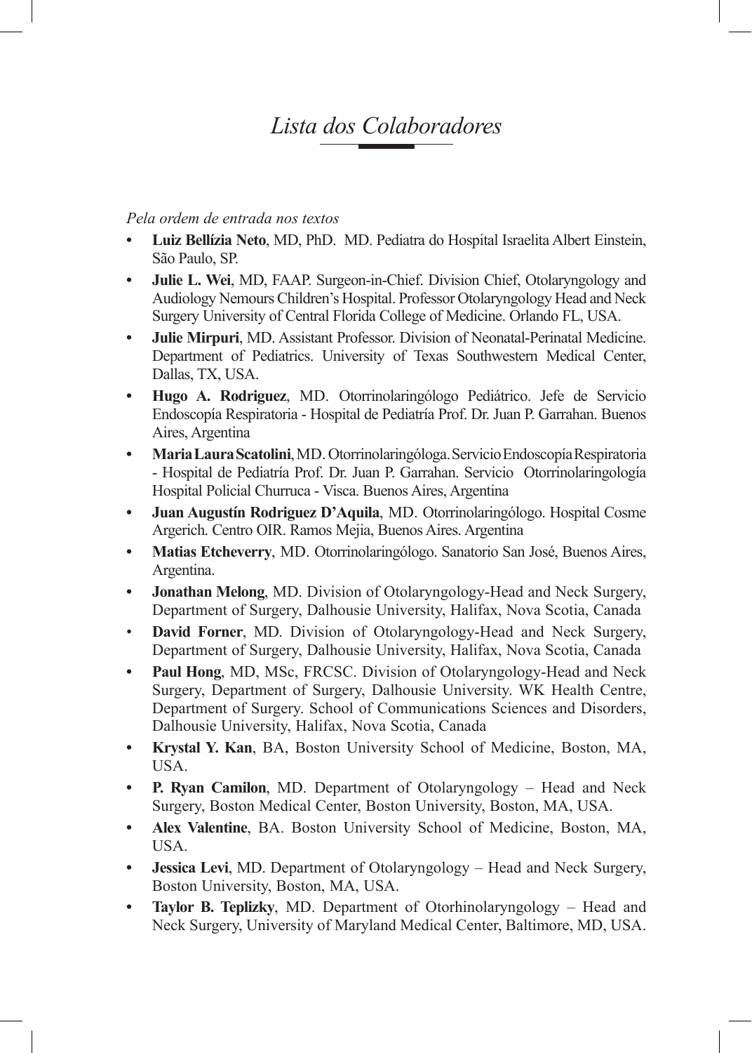# *Lista dos Colaboradores*

*Pela ordem de entrada nos textos*

- **Luiz Bellízia Neto**, MD, PhD. MD. Pediatra do Hospital Israelita Albert Einstein, São Paulo, SP.
- **Julie L. Wei**, MD, FAAP. Surgeon-in-Chief. Division Chief, Otolaryngology and Audiology Nemours Children's Hospital. Professor Otolaryngology Head and Neck Surgery University of Central Florida College of Medicine. Orlando FL, USA.
- **Julie Mirpuri**, MD. Assistant Professor. Division of Neonatal-Perinatal Medicine. Department of Pediatrics. University of Texas Southwestern Medical Center, Dallas, TX, USA.
- **Hugo A. Rodriguez**, MD. Otorrinolaringólogo Pediátrico. Jefe de Servicio Endoscopía Respiratoria - Hospital de Pediatría Prof. Dr. Juan P. Garrahan. Buenos Aires, Argentina
- **Maria Laura Scatolini**, MD. Otorrinolaringóloga. Servicio Endoscopía Respiratoria - Hospital de Pediatría Prof. Dr. Juan P. Garrahan. Servicio Otorrinolaringología Hospital Policial Churruca - Visca. Buenos Aires, Argentina
- **Juan Augustín Rodriguez D'Aquila**, MD. Otorrinolaringólogo. Hospital Cosme Argerich. Centro OIR. Ramos Mejia, Buenos Aires. Argentina
- **Matias Etcheverry**, MD. Otorrinolaringólogo. Sanatorio San José, Buenos Aires, Argentina.
- **Jonathan Melong**, MD. Division of Otolaryngology-Head and Neck Surgery, Department of Surgery, Dalhousie University, Halifax, Nova Scotia, Canada
- **David Forner**, MD. Division of Otolaryngology-Head and Neck Surgery, Department of Surgery, Dalhousie University, Halifax, Nova Scotia, Canada
- **Paul Hong**, MD, MSc, FRCSC. Division of Otolaryngology-Head and Neck Surgery, Department of Surgery, Dalhousie University. WK Health Centre, Department of Surgery. School of Communications Sciences and Disorders, Dalhousie University, Halifax, Nova Scotia, Canada
- **Krystal Y. Kan**, BA, Boston University School of Medicine, Boston, MA, USA.
- **P. Ryan Camilon**, MD. Department of Otolaryngology – Head and Neck Surgery, Boston Medical Center, Boston University, Boston, MA, USA.
- **Alex Valentine**, BA. Boston University School of Medicine, Boston, MA, USA.
- **Jessica Levi**, MD. Department of Otolaryngology – Head and Neck Surgery, Boston University, Boston, MA, USA.
- **Taylor B. Teplizky**, MD. Department of Otorhinolaryngology – Head and Neck Surgery, University of Maryland Medical Center, Baltimore, MD, USA.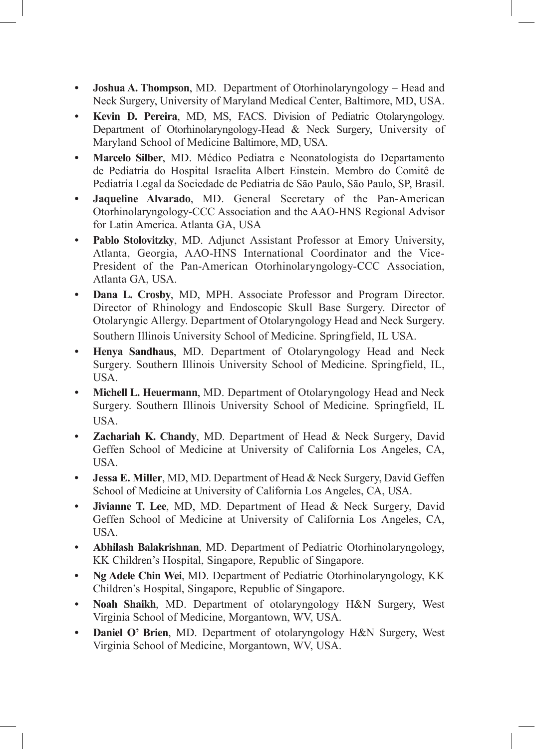- **Joshua A. Thompson**, MD. Department of Otorhinolaryngology – Head and Neck Surgery, University of Maryland Medical Center, Baltimore, MD, USA.
- **Kevin D. Pereira**, MD, MS, FACS. Division of Pediatric Otolaryngology. Department of Otorhinolaryngology-Head & Neck Surgery, University of Maryland School of Medicine Baltimore, MD, USA.
- **Marcelo Silber**, MD. Médico Pediatra e Neonatologista do Departamento de Pediatria do Hospital Israelita Albert Einstein. Membro do Comitê de Pediatria Legal da Sociedade de Pediatria de São Paulo, São Paulo, SP, Brasil.
- **Jaqueline Alvarado**, MD. General Secretary of the Pan-American Otorhinolaryngology-CCC Association and the AAO-HNS Regional Advisor for Latin America. Atlanta GA, USA
- **Pablo Stolovitzky**, MD. Adjunct Assistant Professor at Emory University, Atlanta, Georgia, AAO-HNS International Coordinator and the Vice-President of the Pan-American Otorhinolaryngology-CCC Association, Atlanta GA, USA.
- **Dana L. Crosby**, MD, MPH. Associate Professor and Program Director. Director of Rhinology and Endoscopic Skull Base Surgery. Director of Otolaryngic Allergy. Department of Otolaryngology Head and Neck Surgery. Southern Illinois University School of Medicine. Springfield, IL USA.
- **Henya Sandhaus**, MD. Department of Otolaryngology Head and Neck Surgery. Southern Illinois University School of Medicine. Springfield, IL, USA.
- **Michell L. Heuermann**, MD. Department of Otolaryngology Head and Neck Surgery. Southern Illinois University School of Medicine. Springfield, IL USA.
- **Zachariah K. Chandy**, MD. Department of Head & Neck Surgery, David Geffen School of Medicine at University of California Los Angeles, CA, USA.
- **Jessa E. Miller**, MD, MD. Department of Head & Neck Surgery, David Geffen School of Medicine at University of California Los Angeles, CA, USA.
- **Jivianne T. Lee**, MD, MD. Department of Head & Neck Surgery, David Geffen School of Medicine at University of California Los Angeles, CA, USA.
- **Abhilash Balakrishnan**, MD. Department of Pediatric Otorhinolaryngology, KK Children's Hospital, Singapore, Republic of Singapore.
- **Ng Adele Chin Wei**, MD. Department of Pediatric Otorhinolaryngology, KK Children's Hospital, Singapore, Republic of Singapore.
- **Noah Shaikh**, MD. Department of otolaryngology H&N Surgery, West Virginia School of Medicine, Morgantown, WV, USA.
- **Daniel O' Brien**, MD. Department of otolaryngology H&N Surgery, West Virginia School of Medicine, Morgantown, WV, USA.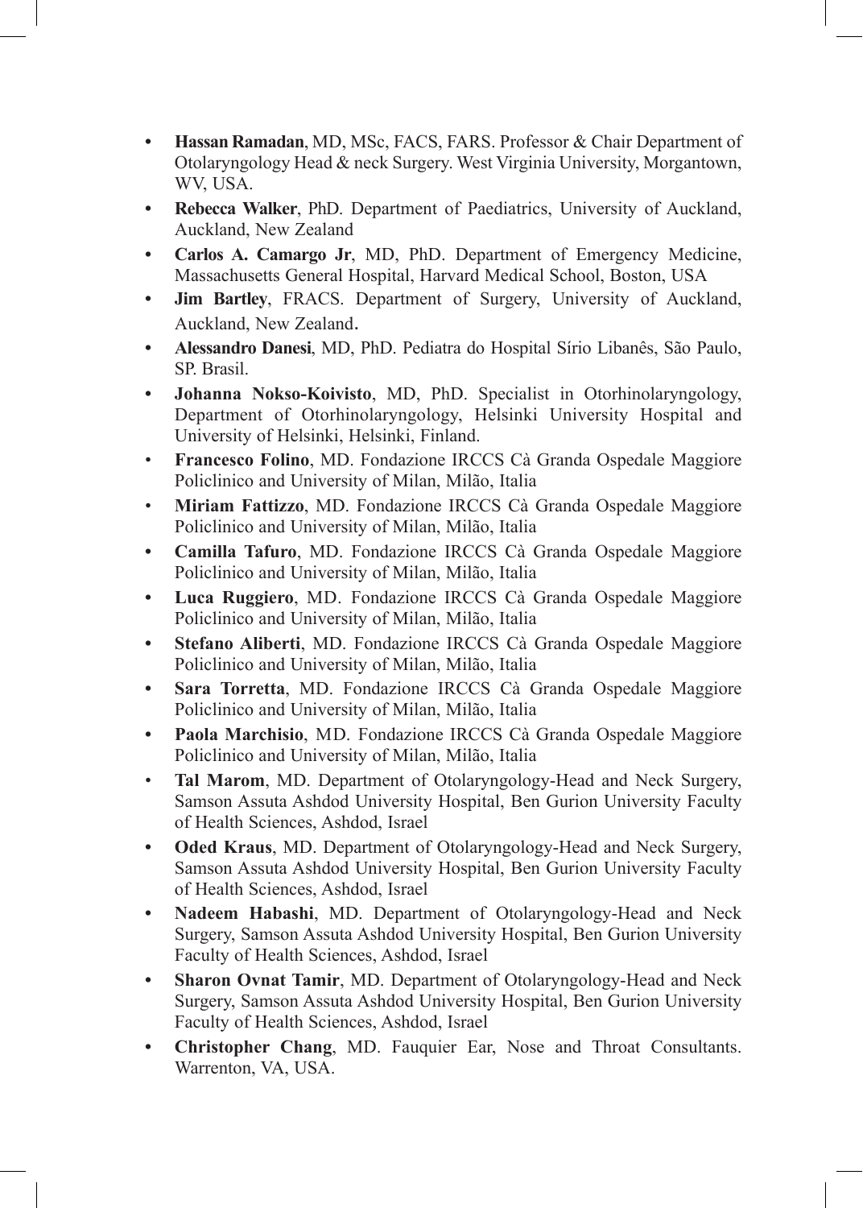- **Hassan Ramadan**, MD, MSc, FACS, FARS. Professor & Chair Department of Otolaryngology Head & neck Surgery. West Virginia University, Morgantown, WV, USA.
- **Rebecca Walker**, PhD. Department of Paediatrics, University of Auckland, Auckland, New Zealand
- **Carlos A. Camargo Jr**, MD, PhD. Department of Emergency Medicine, Massachusetts General Hospital, Harvard Medical School, Boston, USA
- **Jim Bartley**, FRACS. Department of Surgery, University of Auckland, Auckland, New Zealand.
- **Alessandro Danesi**, MD, PhD. Pediatra do Hospital Sírio Libanês, São Paulo, SP. Brasil.
- **Johanna Nokso-Koivisto**, MD, PhD. Specialist in Otorhinolaryngology, Department of Otorhinolaryngology, Helsinki University Hospital and University of Helsinki, Helsinki, Finland.
- **Francesco Folino**, MD. Fondazione IRCCS Cà Granda Ospedale Maggiore Policlinico and University of Milan, Milão, Italia
- **Miriam Fattizzo**, MD. Fondazione IRCCS Cà Granda Ospedale Maggiore Policlinico and University of Milan, Milão, Italia
- **Camilla Tafuro**, MD. Fondazione IRCCS Cà Granda Ospedale Maggiore Policlinico and University of Milan, Milão, Italia
- **Luca Ruggiero**, MD. Fondazione IRCCS Cà Granda Ospedale Maggiore Policlinico and University of Milan, Milão, Italia
- **Stefano Aliberti**, MD. Fondazione IRCCS Cà Granda Ospedale Maggiore Policlinico and University of Milan, Milão, Italia
- **Sara Torretta**, MD. Fondazione IRCCS Cà Granda Ospedale Maggiore Policlinico and University of Milan, Milão, Italia
- **Paola Marchisio**, MD. Fondazione IRCCS Cà Granda Ospedale Maggiore Policlinico and University of Milan, Milão, Italia
- **Tal Marom**, MD. Department of Otolaryngology-Head and Neck Surgery, Samson Assuta Ashdod University Hospital, Ben Gurion University Faculty of Health Sciences, Ashdod, Israel
- **Oded Kraus**, MD. Department of Otolaryngology-Head and Neck Surgery, Samson Assuta Ashdod University Hospital, Ben Gurion University Faculty of Health Sciences, Ashdod, Israel
- **Nadeem Habashi**, MD. Department of Otolaryngology-Head and Neck Surgery, Samson Assuta Ashdod University Hospital, Ben Gurion University Faculty of Health Sciences, Ashdod, Israel
- **Sharon Ovnat Tamir**, MD. Department of Otolaryngology-Head and Neck Surgery, Samson Assuta Ashdod University Hospital, Ben Gurion University Faculty of Health Sciences, Ashdod, Israel
- **Christopher Chang**, MD. Fauquier Ear, Nose and Throat Consultants. Warrenton, VA, USA.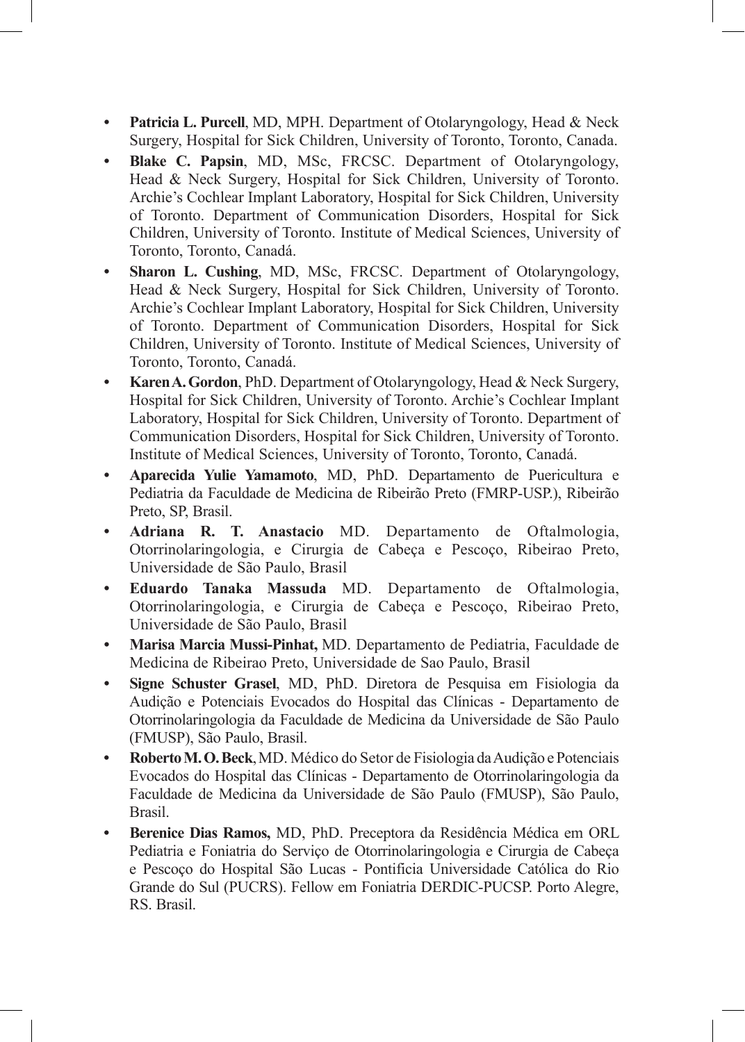- **Patricia L. Purcell**, MD, MPH. Department of Otolaryngology, Head & Neck Surgery, Hospital for Sick Children, University of Toronto, Toronto, Canada.
- **Blake C. Papsin**, MD, MSc, FRCSC. Department of Otolaryngology, Head & Neck Surgery, Hospital for Sick Children, University of Toronto. Archie's Cochlear Implant Laboratory, Hospital for Sick Children, University of Toronto. Department of Communication Disorders, Hospital for Sick Children, University of Toronto. Institute of Medical Sciences, University of Toronto, Toronto, Canadá.
- **Sharon L. Cushing**, MD, MSc, FRCSC. Department of Otolaryngology, Head & Neck Surgery, Hospital for Sick Children, University of Toronto. Archie's Cochlear Implant Laboratory, Hospital for Sick Children, University of Toronto. Department of Communication Disorders, Hospital for Sick Children, University of Toronto. Institute of Medical Sciences, University of Toronto, Toronto, Canadá.
- **Karen A. Gordon**, PhD. Department of Otolaryngology, Head & Neck Surgery, Hospital for Sick Children, University of Toronto. Archie's Cochlear Implant Laboratory, Hospital for Sick Children, University of Toronto. Department of Communication Disorders, Hospital for Sick Children, University of Toronto. Institute of Medical Sciences, University of Toronto, Toronto, Canadá.
- **Aparecida Yulie Yamamoto**, MD, PhD. Departamento de Puericultura e Pediatria da Faculdade de Medicina de Ribeirão Preto (FMRP-USP.), Ribeirão Preto, SP, Brasil.
- **Adriana R. T. Anastacio** MD. Departamento de Oftalmologia, Otorrinolaringologia, e Cirurgia de Cabeça e Pescoço, Ribeirao Preto, Universidade de São Paulo, Brasil
- **Eduardo Tanaka Massuda** MD. Departamento de Oftalmologia, Otorrinolaringologia, e Cirurgia de Cabeça e Pescoço, Ribeirao Preto, Universidade de São Paulo, Brasil
- **Marisa Marcia Mussi-Pinhat,** MD. Departamento de Pediatria, Faculdade de Medicina de Ribeirao Preto, Universidade de Sao Paulo, Brasil
- **Signe Schuster Grasel**, MD, PhD. Diretora de Pesquisa em Fisiologia da Audição e Potenciais Evocados do Hospital das Clínicas - Departamento de Otorrinolaringologia da Faculdade de Medicina da Universidade de São Paulo (FMUSP), São Paulo, Brasil.
- **Roberto M. O. Beck**, MD. Médico do Setor de Fisiologia da Audição e Potenciais Evocados do Hospital das Clínicas - Departamento de Otorrinolaringologia da Faculdade de Medicina da Universidade de São Paulo (FMUSP), São Paulo, Brasil.
- **Berenice Dias Ramos,** MD, PhD. Preceptora da Residência Médica em ORL Pediatria e Foniatria do Serviço de Otorrinolaringologia e Cirurgia de Cabeça e Pescoço do Hospital São Lucas - Pontifícia Universidade Católica do Rio Grande do Sul (PUCRS). Fellow em Foniatria DERDIC-PUCSP. Porto Alegre, RS. Brasil.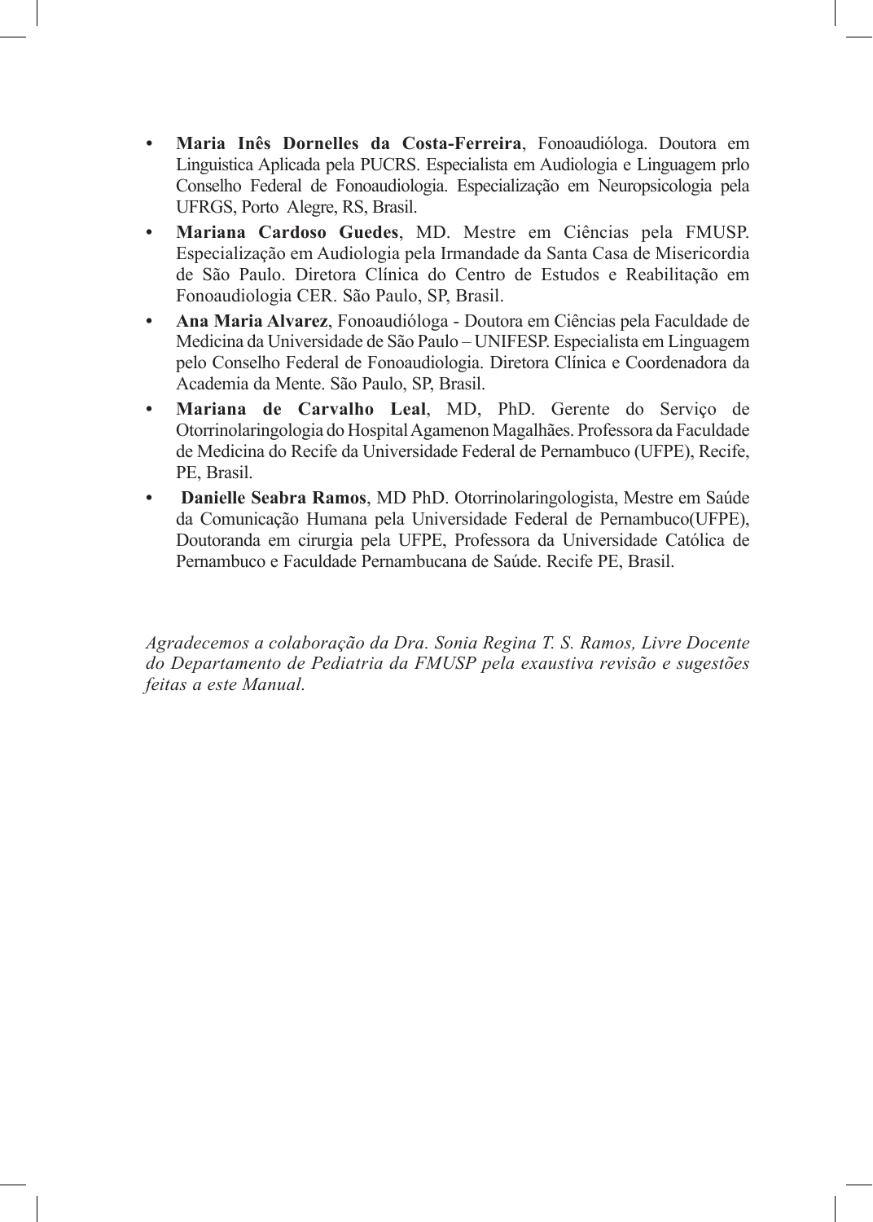- **Maria Inês Dornelles da Costa-Ferreira**, Fonoaudióloga. Doutora em Linguistica Aplicada pela PUCRS. Especialista em Audiologia e Linguagem prlo Conselho Federal de Fonoaudiologia. Especialização em Neuropsicologia pela UFRGS, Porto Alegre, RS, Brasil.
- **Mariana Cardoso Guedes**, MD. Mestre em Ciências pela FMUSP. Especialização em Audiologia pela Irmandade da Santa Casa de Misericordia de São Paulo. Diretora Clínica do Centro de Estudos e Reabilitação em Fonoaudiologia CER. São Paulo, SP, Brasil.
- **Ana Maria Alvarez**, Fonoaudióloga - Doutora em Ciências pela Faculdade de Medicina da Universidade de São Paulo – UNIFESP. Especialista em Linguagem pelo Conselho Federal de Fonoaudiologia. Diretora Clínica e Coordenadora da Academia da Mente. São Paulo, SP, Brasil.
- **Mariana de Carvalho Leal**, MD, PhD. Gerente do Serviço de Otorrinolaringologia do Hospital Agamenon Magalhães. Professora da Faculdade de Medicina do Recife da Universidade Federal de Pernambuco (UFPE), Recife, PE, Brasil.
- **Danielle Seabra Ramos**, MD PhD. Otorrinolaringologista, Mestre em Saúde da Comunicação Humana pela Universidade Federal de Pernambuco(UFPE), Doutoranda em cirurgia pela UFPE, Professora da Universidade Católica de Pernambuco e Faculdade Pernambucana de Saúde. Recife PE, Brasil.

*Agradecemos a colaboração da Dra. Sonia Regina T. S. Ramos, Livre Docente do Departamento de Pediatria da FMUSP pela exaustiva revisão e sugestões feitas a este Manual.*